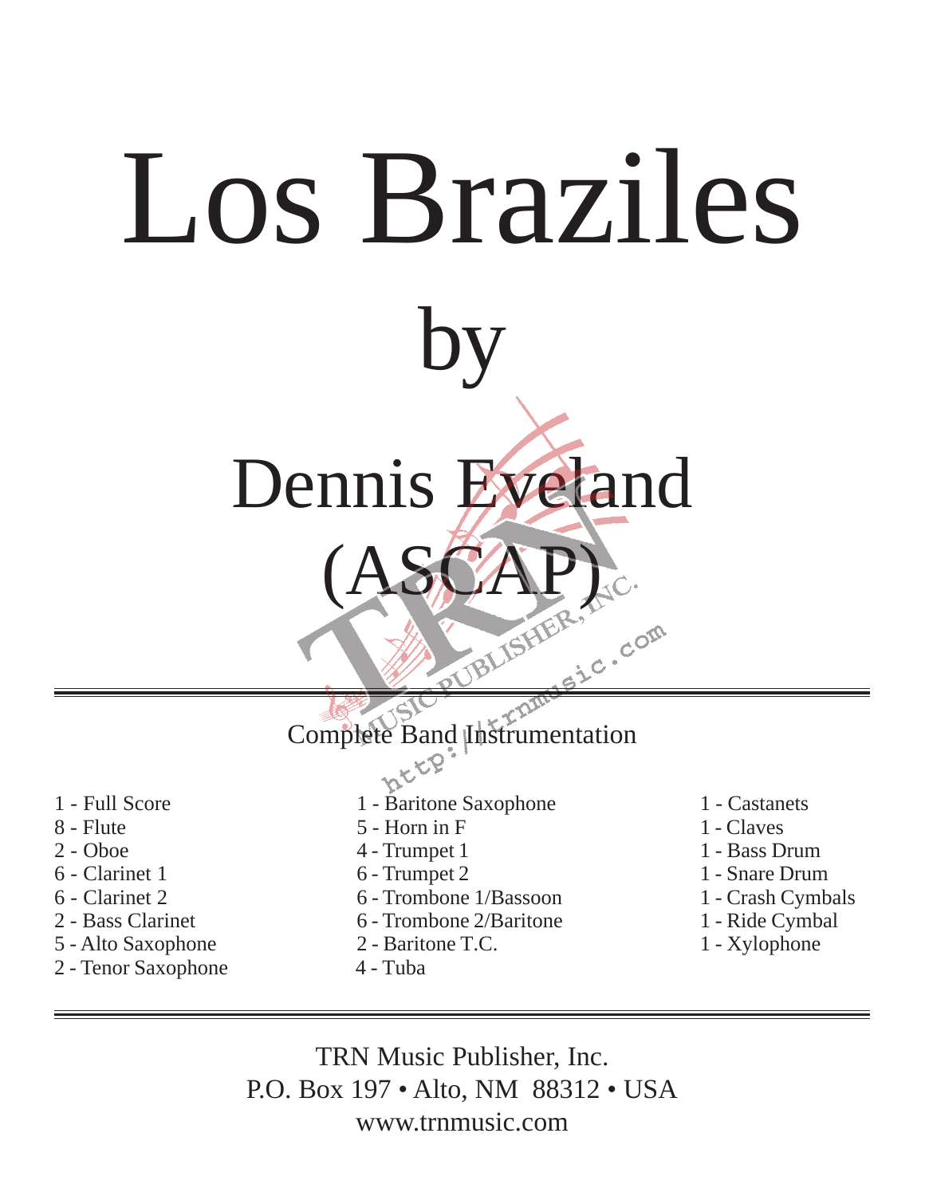# Los Braziles

## by

## Dennis Eveland (ASCAP)

Complete Band Instrumentation

- 1 - Full Score
- 8 - Flute
- 2 - Oboe
- 6 - Clarinet 1
- 6 - Clarinet 2
- 2 - Bass Clarinet
- 5 - Alto Saxophone
- 2 - Tenor Saxophone
- 1 - Baritone Saxophone
- 5 - Horn in F
- 4 - Trumpet 1
- 6 - Trumpet 2
- 6 - Trombone 1/Bassoon
- 6 - Trombone 2/Baritone
- 2 - Baritone T.C.
- 4 - Tuba
- 1 - Castanets
- 1 - Claves
- 1 - Bass Drum
- 1 - Snare Drum
- 1 - Crash Cymbals
- 1 - Ride Cymbal
- 1 - Xylophone

TRN Music Publisher, Inc.
P.O. Box 197 • Alto, NM 88312 • USA
www.trnmusic.com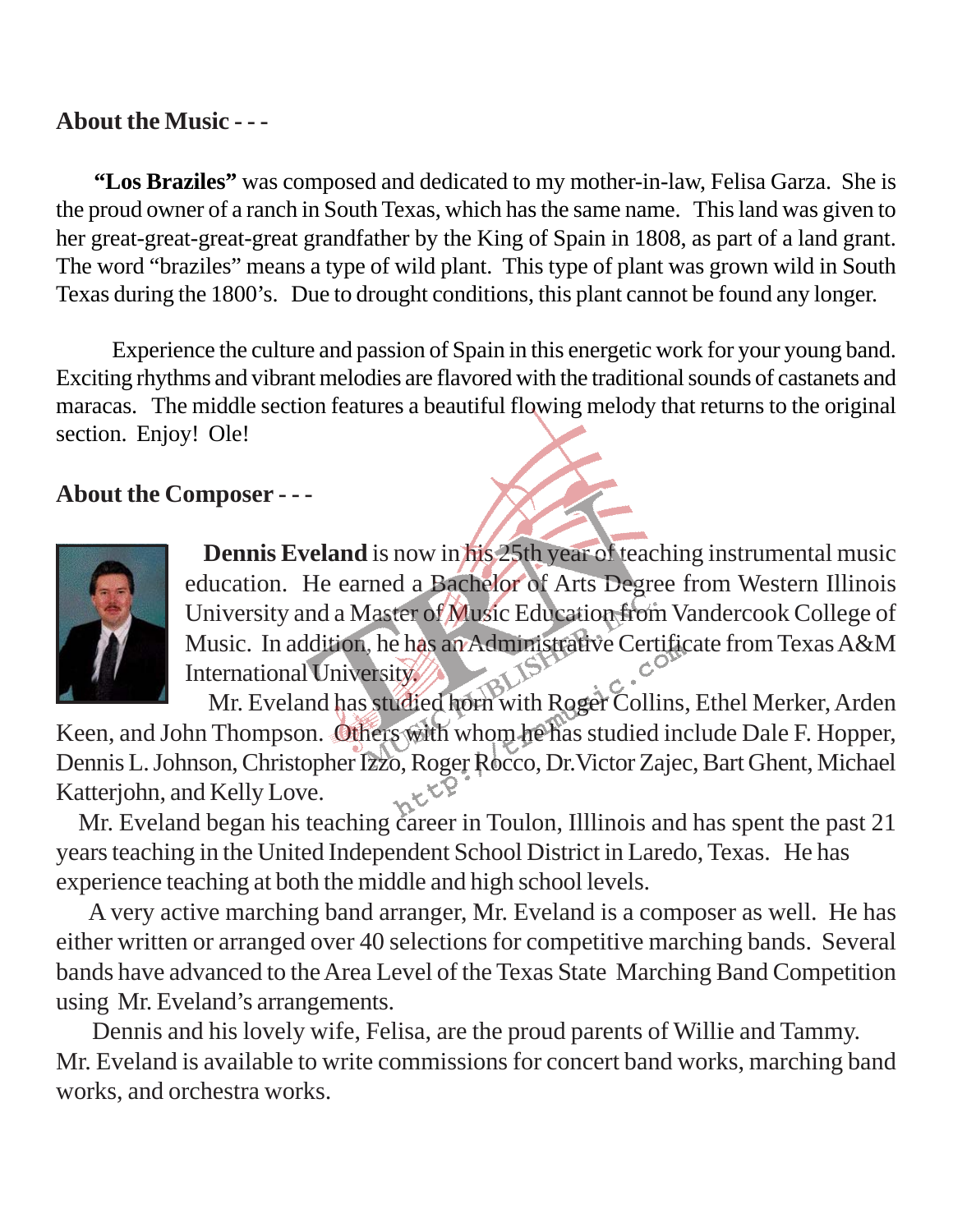## About the Music - - -

**"Los Braziles"** was composed and dedicated to my mother-in-law, Felisa Garza. She is the proud owner of a ranch in South Texas, which has the same name. This land was given to her great-great-great-great grandfather by the King of Spain in 1808, as part of a land grant. The word "braziles" means a type of wild plant. This type of plant was grown wild in South Texas during the 1800's. Due to drought conditions, this plant cannot be found any longer.

Experience the culture and passion of Spain in this energetic work for your young band. Exciting rhythms and vibrant melodies are flavored with the traditional sounds of castanets and maracas. The middle section features a beautiful flowing melody that returns to the original section. Enjoy! Ole!

## About the Composer - - -

**Dennis Eveland** is now in his 25th year of teaching instrumental music education. He earned a Bachelor of Arts Degree from Western Illinois University and a Master of Music Education from Vandercook College of Music. In addition, he has an Administrative Certificate from Texas A&M International University.

Mr. Eveland has studied horn with Roger Collins, Ethel Merker, Arden Keen, and John Thompson. Others with whom he has studied include Dale F. Hopper, Dennis L. Johnson, Christopher Izzo, Roger Rocco, Dr.Victor Zajec, Bart Ghent, Michael Katterjohn, and Kelly Love.

Mr. Eveland began his teaching career in Toulon, Illlinois and has spent the past 21 years teaching in the United Independent School District in Laredo, Texas. He has experience teaching at both the middle and high school levels.

A very active marching band arranger, Mr. Eveland is a composer as well. He has either written or arranged over 40 selections for competitive marching bands. Several bands have advanced to the Area Level of the Texas State Marching Band Competition using Mr. Eveland's arrangements.

Dennis and his lovely wife, Felisa, are the proud parents of Willie and Tammy. Mr. Eveland is available to write commissions for concert band works, marching band works, and orchestra works.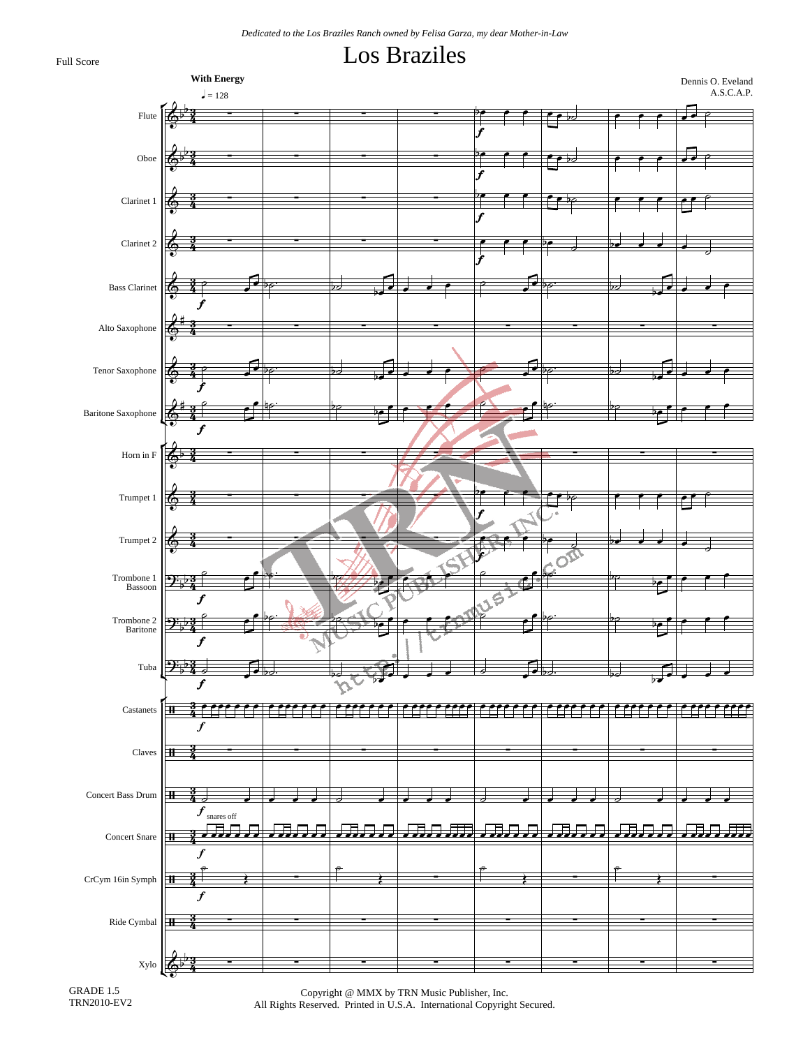*Dedicated to the Los Braziles Ranch owned by Felisa Garza, my dear Mother-in-Law*

Full Score

# Los Braziles

Dennis O. Eveland
A.S.C.A.P.

**With Energy**

♩ = 128

Flute
Oboe
Clarinet 1
Clarinet 2
Bass Clarinet
Alto Saxophone
Tenor Saxophone
Baritone Saxophone
Horn in F
Trumpet 1
Trumpet 2
Trombone 1
Bassoon
Trombone 2
Baritone
Tuba
Castanets
Claves
Concert Bass Drum
snares off
Concert Snare
CrCym 16in Symph
Ride Cymbal
Xylo

GRADE 1.5
TRN2010-EV2

Copyright @ MMX by TRN Music Publisher, Inc.
All Rights Reserved. Printed in U.S.A. International Copyright Secured.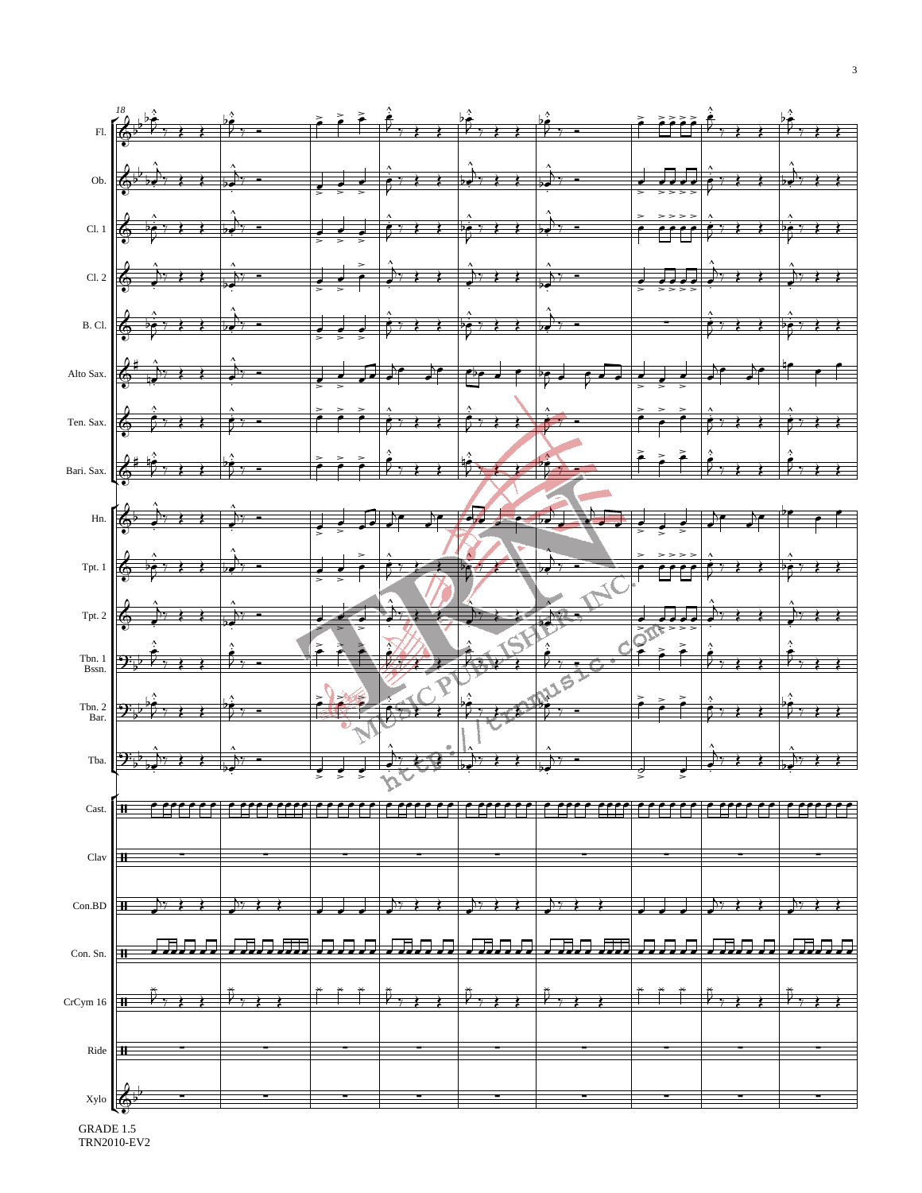Fl.

Ob.

Cl. 1

Cl. 2

B. Cl.

Alto Sax.

Ten. Sax.

Bari. Sax.

Hn.

Tpt. 1

Tpt. 2

Tbn. 1
Bssn.

Tbn. 2
Bar.

Tba.

Cast.

Clav

Con.BD

Con. Sn.

CrCym 16

Ride

Xylo

GRADE 1.5
TRN2010-EV2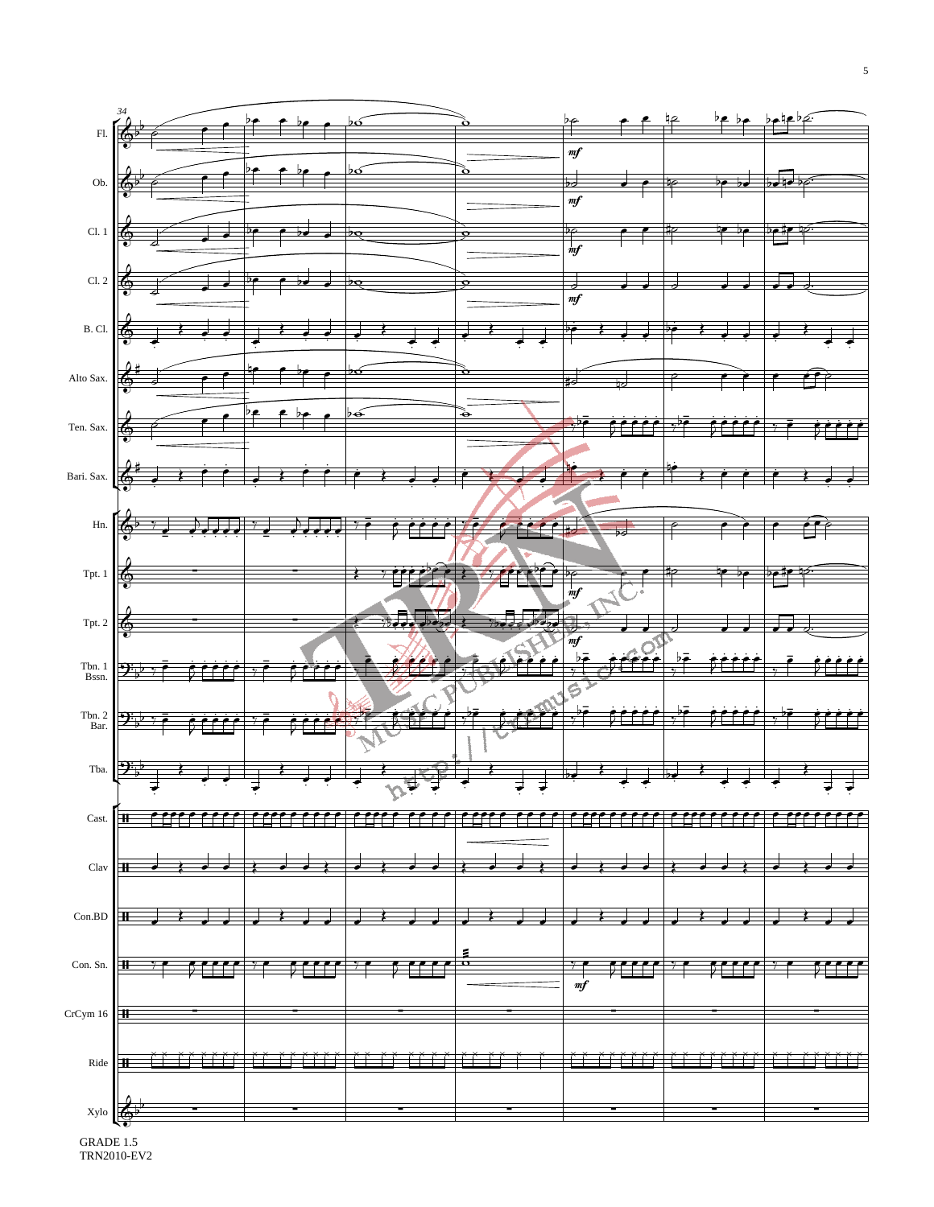GRADE 1.5
TRN2010-EV2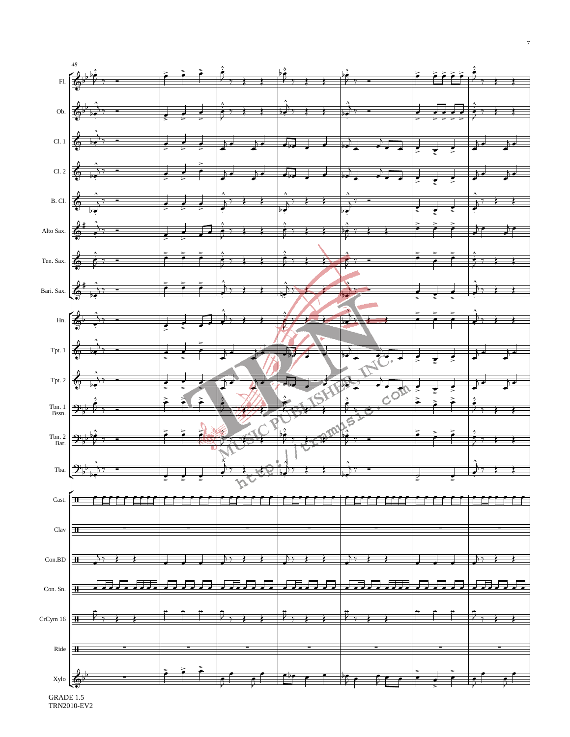48

Fl.

Ob.

Cl. 1

Cl. 2

B. Cl.

Alto Sax.

Ten. Sax.

Bari. Sax.

Hn.

Tpt. 1

Tpt. 2

Tbn. 1 Bssn.

Tbn. 2 Bar.

Tba.

Cast.

Clav

Con.BD

Con. Sn.

CrCym 16

Ride

Xylo

GRADE 1.5
TRN2010-EV2